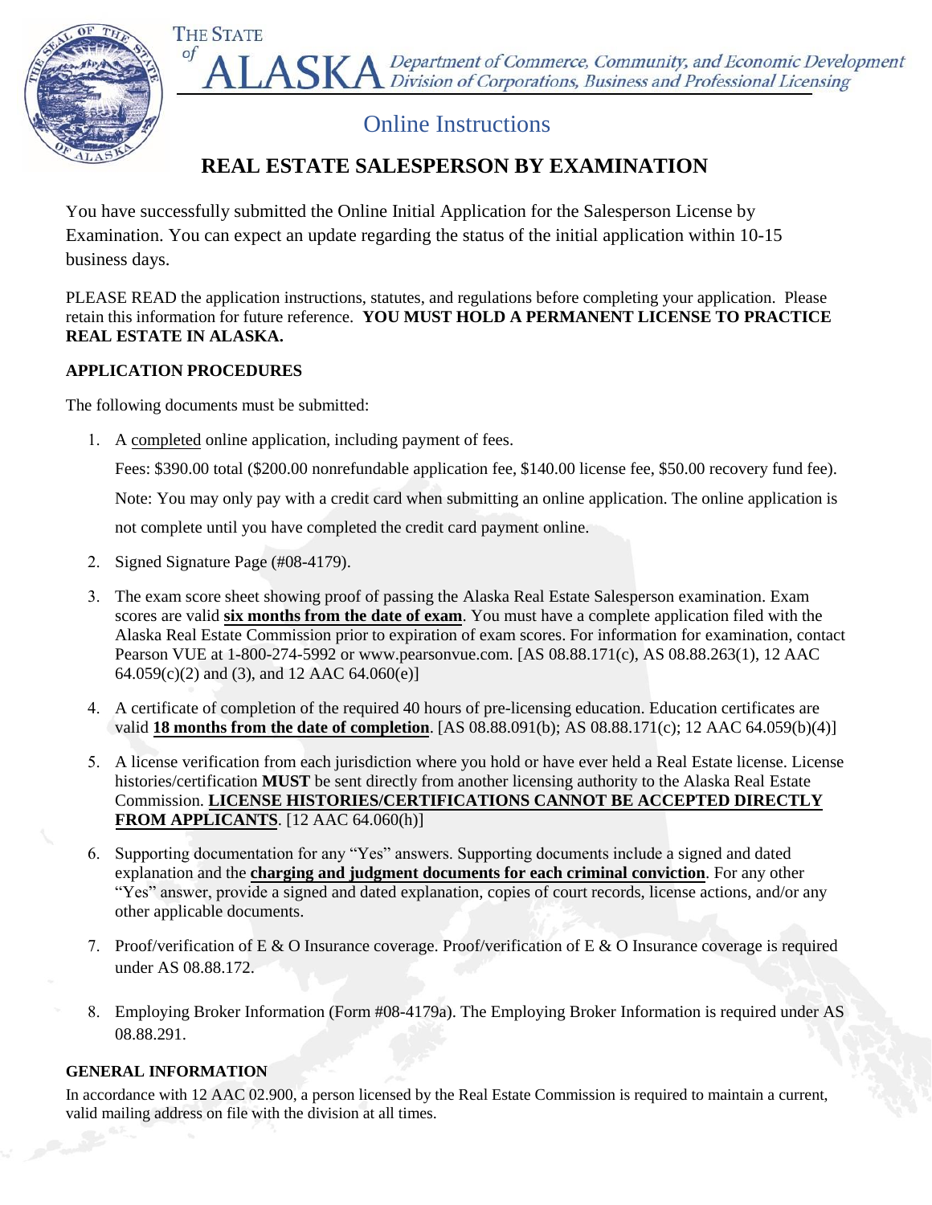THE STATE of **ALASKA** *Department of Commerce, Community, and Economic Development*
*Division of Corporations, Business and Professional Licensing*

## Online Instructions

# REAL ESTATE SALESPERSON BY EXAMINATION

You have successfully submitted the Online Initial Application for the Salesperson License by Examination. You can expect an update regarding the status of the initial application within 10-15 business days.

PLEASE READ the application instructions, statutes, and regulations before completing your application. Please retain this information for future reference. **YOU MUST HOLD A PERMANENT LICENSE TO PRACTICE REAL ESTATE IN ALASKA.**

**APPLICATION PROCEDURES**

The following documents must be submitted:

1. A completed online application, including payment of fees.

   Fees: $390.00 total ($200.00 nonrefundable application fee, $140.00 license fee, $50.00 recovery fund fee).

   Note: You may only pay with a credit card when submitting an online application. The online application is not complete until you have completed the credit card payment online.

2. Signed Signature Page (#08-4179).

3. The exam score sheet showing proof of passing the Alaska Real Estate Salesperson examination. Exam scores are valid **six months from the date of exam**. You must have a complete application filed with the Alaska Real Estate Commission prior to expiration of exam scores. For information for examination, contact Pearson VUE at 1-800-274-5992 or www.pearsonvue.com. [AS 08.88.171(c), AS 08.88.263(1), 12 AAC 64.059(c)(2) and (3), and 12 AAC 64.060(e)]

4. A certificate of completion of the required 40 hours of pre-licensing education. Education certificates are valid **18 months from the date of completion**. [AS 08.88.091(b); AS 08.88.171(c); 12 AAC 64.059(b)(4)]

5. A license verification from each jurisdiction where you hold or have ever held a Real Estate license. License histories/certification **MUST** be sent directly from another licensing authority to the Alaska Real Estate Commission. **LICENSE HISTORIES/CERTIFICATIONS CANNOT BE ACCEPTED DIRECTLY FROM APPLICANTS**. [12 AAC 64.060(h)]

6. Supporting documentation for any "Yes" answers. Supporting documents include a signed and dated explanation and the **charging and judgment documents for each criminal conviction**. For any other "Yes" answer, provide a signed and dated explanation, copies of court records, license actions, and/or any other applicable documents.

7. Proof/verification of E & O Insurance coverage. Proof/verification of E & O Insurance coverage is required under AS 08.88.172.

8. Employing Broker Information (Form #08-4179a). The Employing Broker Information is required under AS 08.88.291.

**GENERAL INFORMATION**

In accordance with 12 AAC 02.900, a person licensed by the Real Estate Commission is required to maintain a current, valid mailing address on file with the division at all times.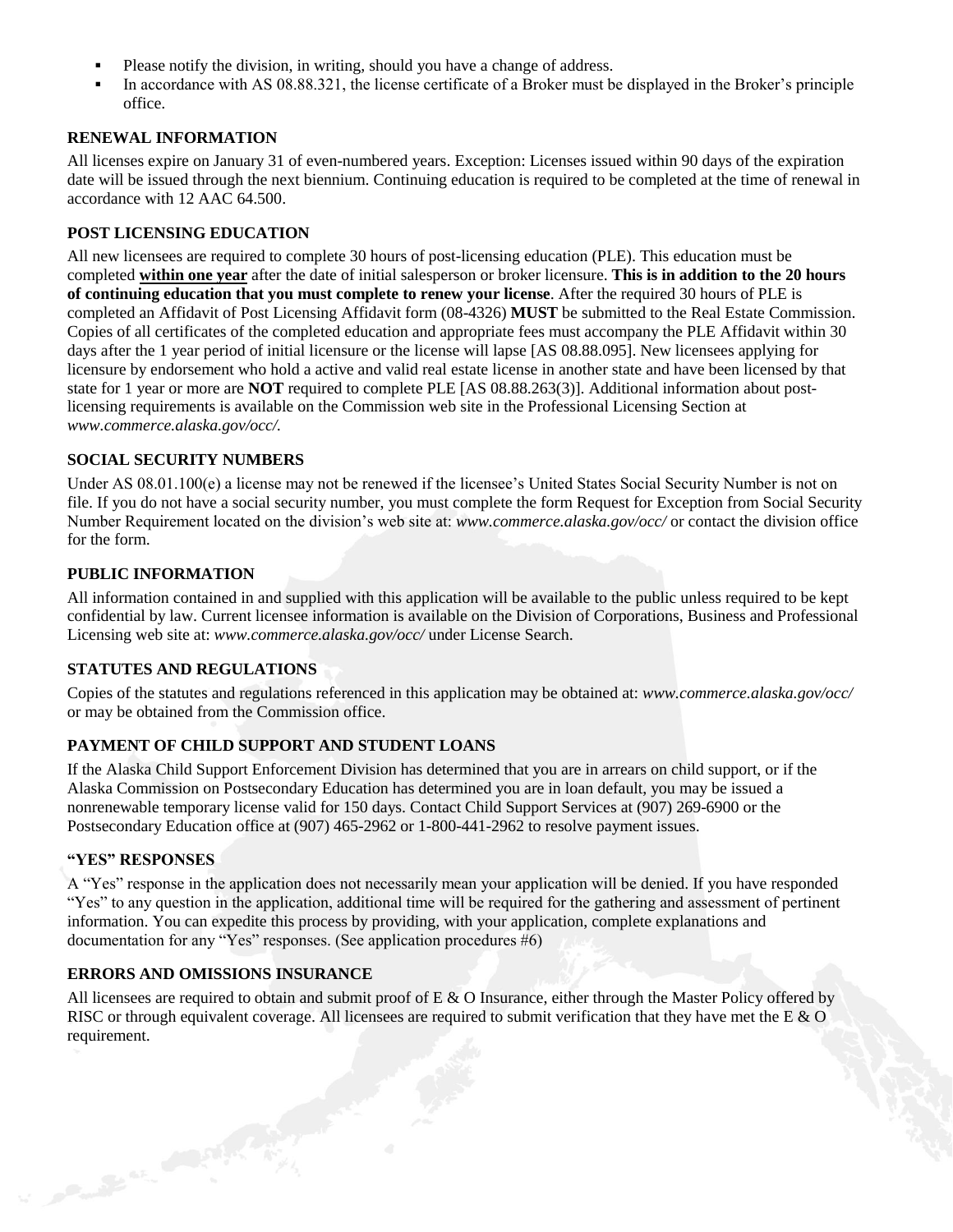- Please notify the division, in writing, should you have a change of address.
- In accordance with AS 08.88.321, the license certificate of a Broker must be displayed in the Broker's principle office.

### RENEWAL INFORMATION

All licenses expire on January 31 of even-numbered years. Exception: Licenses issued within 90 days of the expiration date will be issued through the next biennium. Continuing education is required to be completed at the time of renewal in accordance with 12 AAC 64.500.

### POST LICENSING EDUCATION

All new licensees are required to complete 30 hours of post-licensing education (PLE). This education must be completed **within one year** after the date of initial salesperson or broker licensure. **This is in addition to the 20 hours of continuing education that you must complete to renew your license**. After the required 30 hours of PLE is completed an Affidavit of Post Licensing Affidavit form (08-4326) **MUST** be submitted to the Real Estate Commission. Copies of all certificates of the completed education and appropriate fees must accompany the PLE Affidavit within 30 days after the 1 year period of initial licensure or the license will lapse [AS 08.88.095]. New licensees applying for licensure by endorsement who hold a active and valid real estate license in another state and have been licensed by that state for 1 year or more are **NOT** required to complete PLE [AS 08.88.263(3)]. Additional information about post-licensing requirements is available on the Commission web site in the Professional Licensing Section at *www.commerce.alaska.gov/occ/.*

### SOCIAL SECURITY NUMBERS

Under AS 08.01.100(e) a license may not be renewed if the licensee's United States Social Security Number is not on file. If you do not have a social security number, you must complete the form Request for Exception from Social Security Number Requirement located on the division's web site at: *www.commerce.alaska.gov/occ/* or contact the division office for the form.

### PUBLIC INFORMATION

All information contained in and supplied with this application will be available to the public unless required to be kept confidential by law. Current licensee information is available on the Division of Corporations, Business and Professional Licensing web site at: *www.commerce.alaska.gov/occ/* under License Search.

### STATUTES AND REGULATIONS

Copies of the statutes and regulations referenced in this application may be obtained at: *www.commerce.alaska.gov/occ/* or may be obtained from the Commission office.

### PAYMENT OF CHILD SUPPORT AND STUDENT LOANS

If the Alaska Child Support Enforcement Division has determined that you are in arrears on child support, or if the Alaska Commission on Postsecondary Education has determined you are in loan default, you may be issued a nonrenewable temporary license valid for 150 days. Contact Child Support Services at (907) 269-6900 or the Postsecondary Education office at (907) 465-2962 or 1-800-441-2962 to resolve payment issues.

### "YES" RESPONSES

A "Yes" response in the application does not necessarily mean your application will be denied. If you have responded "Yes" to any question in the application, additional time will be required for the gathering and assessment of pertinent information. You can expedite this process by providing, with your application, complete explanations and documentation for any "Yes" responses. (See application procedures #6)

### ERRORS AND OMISSIONS INSURANCE

All licensees are required to obtain and submit proof of E & O Insurance, either through the Master Policy offered by RISC or through equivalent coverage. All licensees are required to submit verification that they have met the E & O requirement.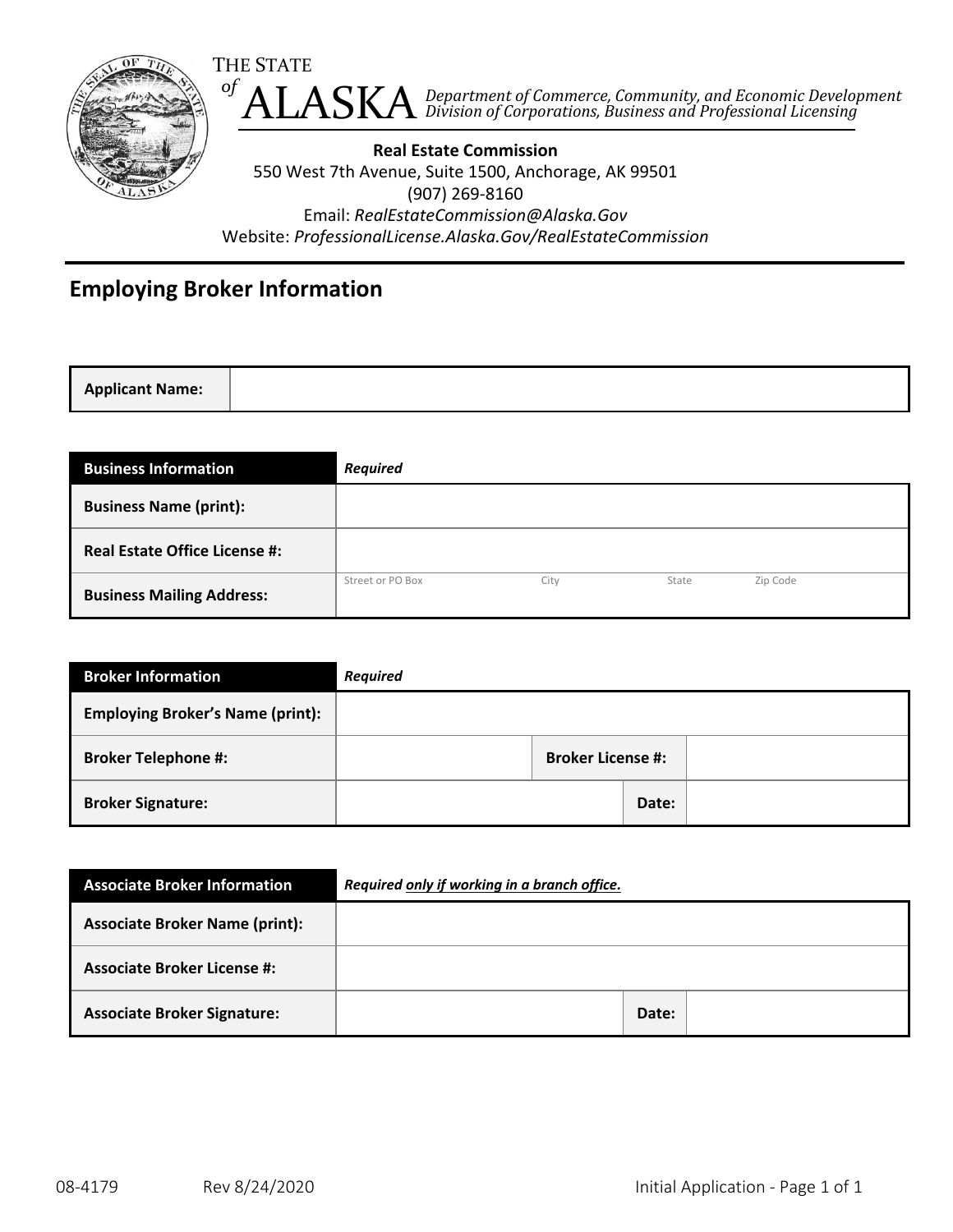THE STATE of ALASKA *Department of Commerce, Community, and Economic Development*
*Division of Corporations, Business and Professional Licensing*

**Real Estate Commission**
550 West 7th Avenue, Suite 1500, Anchorage, AK 99501
(907) 269-8160
Email: *RealEstateCommission@Alaska.Gov*
Website: *ProfessionalLicense.Alaska.Gov/RealEstateCommission*

## Employing Broker Information

| | |
|---|---|
| **Applicant Name:** | |

| **Business Information** | ***Required*** |
|---|---|
| **Business Name (print):** | |
| **Real Estate Office License #:** | |
| **Business Mailing Address:** | Street or PO Box / City / State / Zip Code |

| **Broker Information** | ***Required*** | | |
|---|---|---|---|
| **Employing Broker's Name (print):** | | | |
| **Broker Telephone #:** | | **Broker License #:** | |
| **Broker Signature:** | | **Date:** | |

| **Associate Broker Information** | ***Required only if working in a branch office.*** | | |
|---|---|---|---|
| **Associate Broker Name (print):** | | | |
| **Associate Broker License #:** | | | |
| **Associate Broker Signature:** | | **Date:** | |

08-4179 Rev 8/24/2020 Initial Application